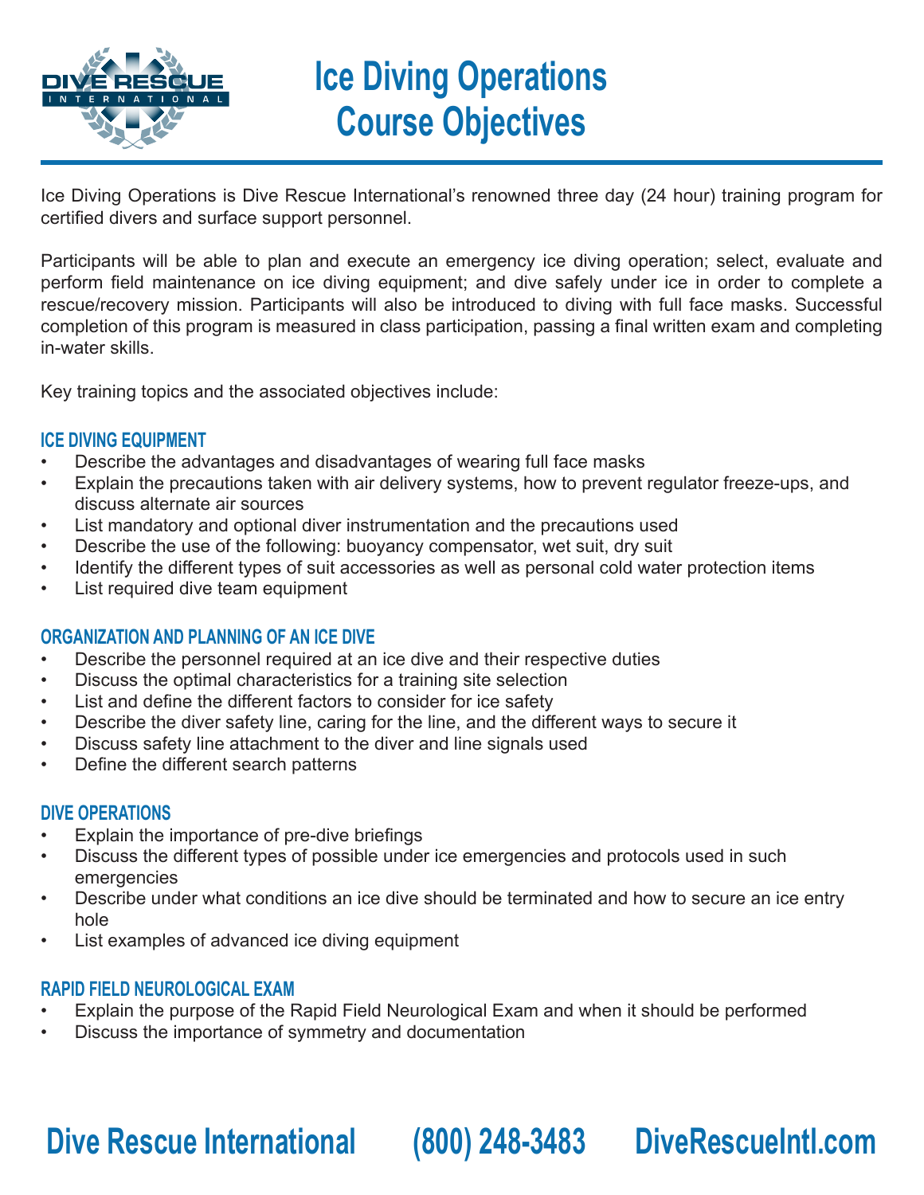# Ice Diving Operations Course Objectives

Ice Diving Operations is Dive Rescue International's renowned three day (24 hour) training program for certified divers and surface support personnel.

Participants will be able to plan and execute an emergency ice diving operation; select, evaluate and perform field maintenance on ice diving equipment; and dive safely under ice in order to complete a rescue/recovery mission. Participants will also be introduced to diving with full face masks. Successful completion of this program is measured in class participation, passing a final written exam and completing in-water skills.

Key training topics and the associated objectives include:

## ICE DIVING EQUIPMENT

- Describe the advantages and disadvantages of wearing full face masks
- Explain the precautions taken with air delivery systems, how to prevent regulator freeze-ups, and discuss alternate air sources
- List mandatory and optional diver instrumentation and the precautions used
- Describe the use of the following: buoyancy compensator, wet suit, dry suit
- Identify the different types of suit accessories as well as personal cold water protection items
- List required dive team equipment

## ORGANIZATION AND PLANNING OF AN ICE DIVE

- Describe the personnel required at an ice dive and their respective duties
- Discuss the optimal characteristics for a training site selection
- List and define the different factors to consider for ice safety
- Describe the diver safety line, caring for the line, and the different ways to secure it
- Discuss safety line attachment to the diver and line signals used
- Define the different search patterns

## DIVE OPERATIONS

- Explain the importance of pre-dive briefings
- Discuss the different types of possible under ice emergencies and protocols used in such emergencies
- Describe under what conditions an ice dive should be terminated and how to secure an ice entry hole
- List examples of advanced ice diving equipment

## RAPID FIELD NEUROLOGICAL EXAM

- Explain the purpose of the Rapid Field Neurological Exam and when it should be performed
- Discuss the importance of symmetry and documentation

**Dive Rescue International (800) 248-3483 DiveRescueIntl.com**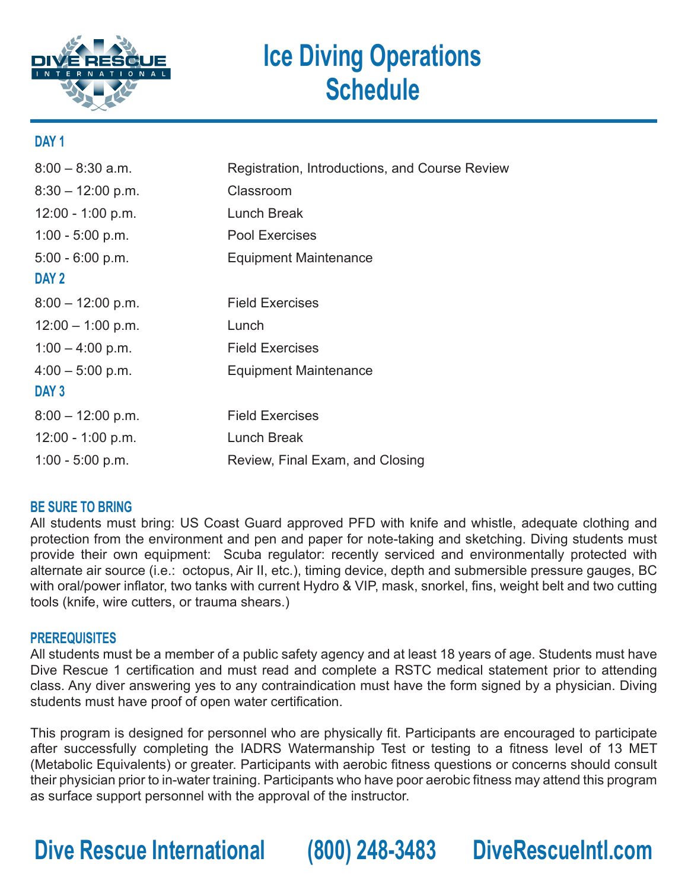# Ice Diving Operations Schedule

## DAY 1

| | |
|---|---|
| 8:00 – 8:30 a.m. | Registration, Introductions, and Course Review |
| 8:30 – 12:00 p.m. | Classroom |
| 12:00 - 1:00 p.m. | Lunch Break |
| 1:00 - 5:00 p.m. | Pool Exercises |
| 5:00 - 6:00 p.m. | Equipment Maintenance |

## DAY 2

| | |
|---|---|
| 8:00 – 12:00 p.m. | Field Exercises |
| 12:00 – 1:00 p.m. | Lunch |
| 1:00 – 4:00 p.m. | Field Exercises |
| 4:00 – 5:00 p.m. | Equipment Maintenance |

## DAY 3

| | |
|---|---|
| 8:00 – 12:00 p.m. | Field Exercises |
| 12:00 - 1:00 p.m. | Lunch Break |
| 1:00 - 5:00 p.m. | Review, Final Exam, and Closing |

## BE SURE TO BRING

All students must bring: US Coast Guard approved PFD with knife and whistle, adequate clothing and protection from the environment and pen and paper for note-taking and sketching. Diving students must provide their own equipment: Scuba regulator: recently serviced and environmentally protected with alternate air source (i.e.: octopus, Air II, etc.), timing device, depth and submersible pressure gauges, BC with oral/power inflator, two tanks with current Hydro & VIP, mask, snorkel, fins, weight belt and two cutting tools (knife, wire cutters, or trauma shears.)

## PREREQUISITES

All students must be a member of a public safety agency and at least 18 years of age. Students must have Dive Rescue 1 certification and must read and complete a RSTC medical statement prior to attending class. Any diver answering yes to any contraindication must have the form signed by a physician. Diving students must have proof of open water certification.

This program is designed for personnel who are physically fit. Participants are encouraged to participate after successfully completing the IADRS Watermanship Test or testing to a fitness level of 13 MET (Metabolic Equivalents) or greater. Participants with aerobic fitness questions or concerns should consult their physician prior to in-water training. Participants who have poor aerobic fitness may attend this program as surface support personnel with the approval of the instructor.

**Dive Rescue International (800) 248-3483 DiveRescueIntl.com**